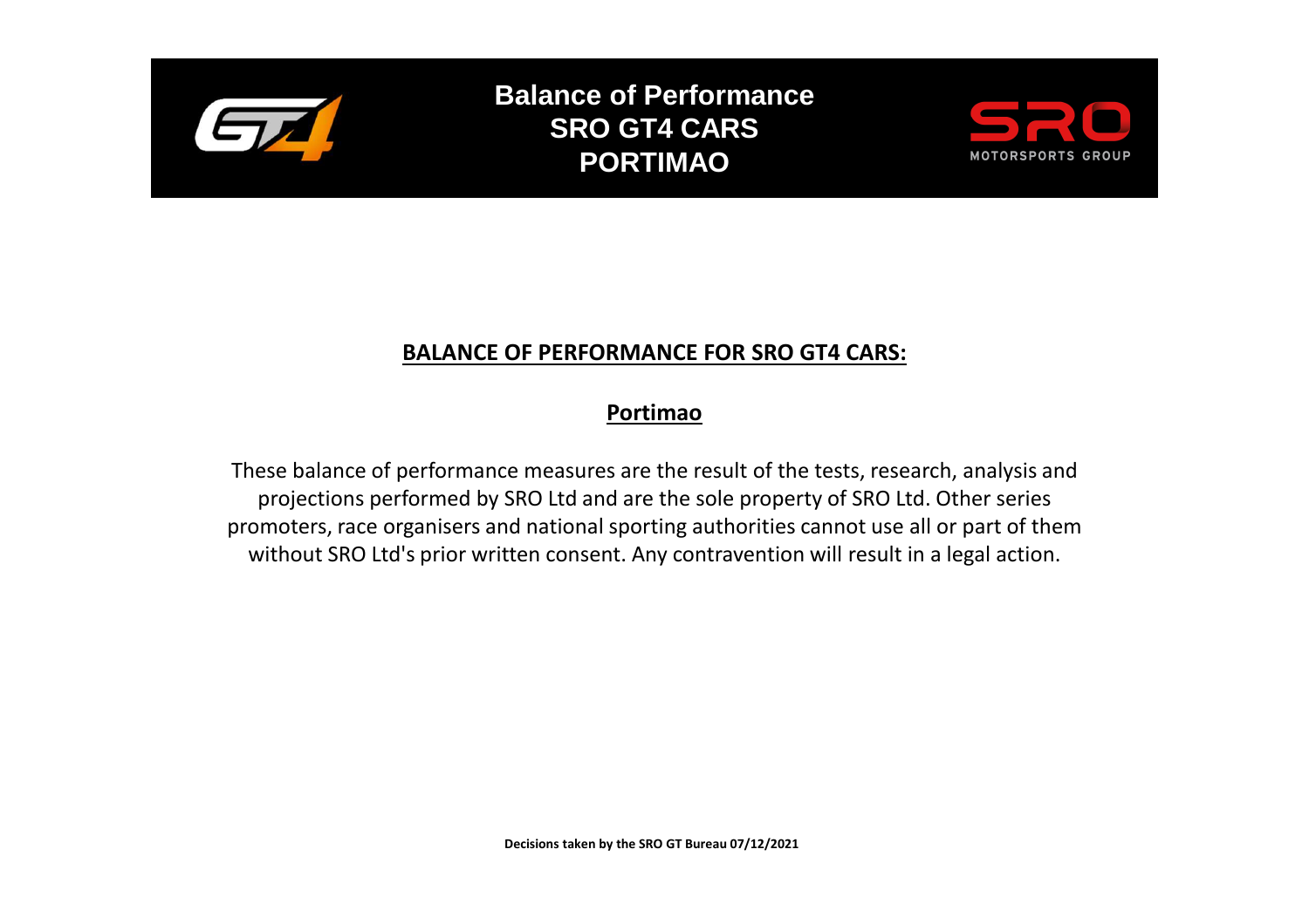# Balance of Performance
# SRO GT4 CARS
# PORTIMAO

SRO MOTORSPORTS GROUP

## BALANCE OF PERFORMANCE FOR SRO GT4 CARS:

### Portimao

These balance of performance measures are the result of the tests, research, analysis and projections performed by SRO Ltd and are the sole property of SRO Ltd. Other series promoters, race organisers and national sporting authorities cannot use all or part of them without SRO Ltd's prior written consent. Any contravention will result in a legal action.

**Decisions taken by the SRO GT Bureau 07/12/2021**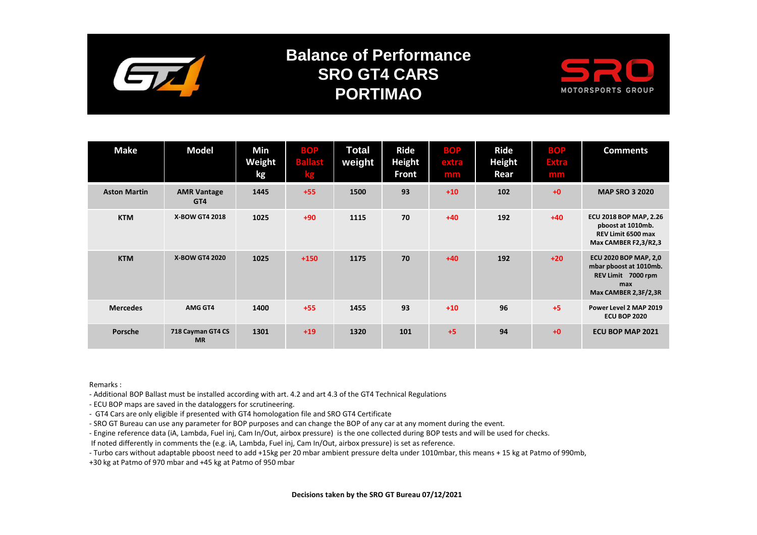# Balance of Performance
# SRO GT4 CARS
# PORTIMAO

| Make | Model | Min Weight kg | BOP Ballast kg | Total weight | Ride Height Front | BOP extra mm | Ride Height Rear | BOP Extra mm | Comments |
|---|---|---|---|---|---|---|---|---|---|
| Aston Martin | AMR Vantage GT4 | 1445 | +55 | 1500 | 93 | +10 | 102 | +0 | MAP SRO 3 2020 |
| KTM | X-BOW GT4 2018 | 1025 | +90 | 1115 | 70 | +40 | 192 | +40 | ECU 2018 BOP MAP, 2.26 pboost at 1010mb. REV Limit 6500 max Max CAMBER F2,3/R2,3 |
| KTM | X-BOW GT4 2020 | 1025 | +150 | 1175 | 70 | +40 | 192 | +20 | ECU 2020 BOP MAP, 2,0 mbar pboost at 1010mb. REV Limit 7000 rpm max Max CAMBER 2,3F/2,3R |
| Mercedes | AMG GT4 | 1400 | +55 | 1455 | 93 | +10 | 96 | +5 | Power Level 2 MAP 2019 ECU BOP 2020 |
| Porsche | 718 Cayman GT4 CS MR | 1301 | +19 | 1320 | 101 | +5 | 94 | +0 | ECU BOP MAP 2021 |

Remarks :

- Additional BOP Ballast must be installed according with art. 4.2 and art 4.3 of the GT4 Technical Regulations
- ECU BOP maps are saved in the dataloggers for scrutineering.
- GT4 Cars are only eligible if presented with GT4 homologation file and SRO GT4 Certificate
- SRO GT Bureau can use any parameter for BOP purposes and can change the BOP of any car at any moment during the event.
- Engine reference data (iA, Lambda, Fuel inj, Cam In/Out, airbox pressure) is the one collected during BOP tests and will be used for checks.
 If noted differently in comments the (e.g. iA, Lambda, Fuel inj, Cam In/Out, airbox pressure) is set as reference.
- Turbo cars without adaptable pboost need to add +15kg per 20 mbar ambient pressure delta under 1010mbar, this means + 15 kg at Patmo of 990mb, +30 kg at Patmo of 970 mbar and +45 kg at Patmo of 950 mbar

**Decisions taken by the SRO GT Bureau 07/12/2021**